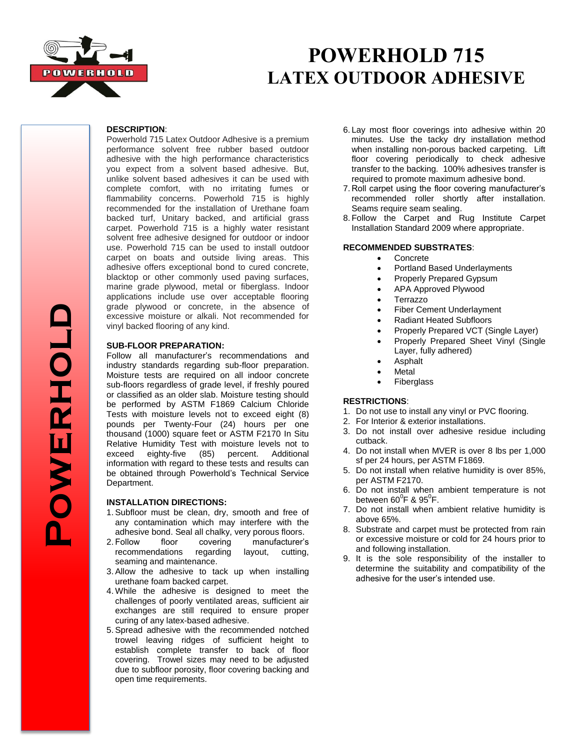# POWERHOLD 715
## LATEX OUTDOOR ADHESIVE

**DESCRIPTION**:
Powerhold 715 Latex Outdoor Adhesive is a premium performance solvent free rubber based outdoor adhesive with the high performance characteristics you expect from a solvent based adhesive. But, unlike solvent based adhesives it can be used with complete comfort, with no irritating fumes or flammability concerns. Powerhold 715 is highly recommended for the installation of Urethane foam backed turf, Unitary backed, and artificial grass carpet. Powerhold 715 is a highly water resistant solvent free adhesive designed for outdoor or indoor use. Powerhold 715 can be used to install outdoor carpet on boats and outside living areas. This adhesive offers exceptional bond to cured concrete, blacktop or other commonly used paving surfaces, marine grade plywood, metal or fiberglass. Indoor applications include use over acceptable flooring grade plywood or concrete, in the absence of excessive moisture or alkali. Not recommended for vinyl backed flooring of any kind.

**SUB-FLOOR PREPARATION:**
Follow all manufacturer's recommendations and industry standards regarding sub-floor preparation. Moisture tests are required on all indoor concrete sub-floors regardless of grade level, if freshly poured or classified as an older slab. Moisture testing should be performed by ASTM F1869 Calcium Chloride Tests with moisture levels not to exceed eight (8) pounds per Twenty-Four (24) hours per one thousand (1000) square feet or ASTM F2170 In Situ Relative Humidity Test with moisture levels not to exceed eighty-five (85) percent. Additional information with regard to these tests and results can be obtained through Powerhold's Technical Service Department.

**INSTALLATION DIRECTIONS:**
1. Subfloor must be clean, dry, smooth and free of any contamination which may interfere with the adhesive bond. Seal all chalky, very porous floors.
2. Follow floor covering manufacturer's recommendations regarding layout, cutting, seaming and maintenance.
3. Allow the adhesive to tack up when installing urethane foam backed carpet.
4. While the adhesive is designed to meet the challenges of poorly ventilated areas, sufficient air exchanges are still required to ensure proper curing of any latex-based adhesive.
5. Spread adhesive with the recommended notched trowel leaving ridges of sufficient height to establish complete transfer to back of floor covering. Trowel sizes may need to be adjusted due to subfloor porosity, floor covering backing and open time requirements.
6. Lay most floor coverings into adhesive within 20 minutes. Use the tacky dry installation method when installing non-porous backed carpeting. Lift floor covering periodically to check adhesive transfer to the backing. 100% adhesives transfer is required to promote maximum adhesive bond.
7. Roll carpet using the floor covering manufacturer's recommended roller shortly after installation. Seams require seam sealing.
8. Follow the Carpet and Rug Institute Carpet Installation Standard 2009 where appropriate.

**RECOMMENDED SUBSTRATES**:
- Concrete
- Portland Based Underlayments
- Properly Prepared Gypsum
- APA Approved Plywood
- Terrazzo
- Fiber Cement Underlayment
- Radiant Heated Subfloors
- Properly Prepared VCT (Single Layer)
- Properly Prepared Sheet Vinyl (Single Layer, fully adhered)
- Asphalt
- Metal
- Fiberglass

**RESTRICTIONS**:
1. Do not use to install any vinyl or PVC flooring.
2. For Interior & exterior installations.
3. Do not install over adhesive residue including cutback.
4. Do not install when MVER is over 8 lbs per 1,000 sf per 24 hours, per ASTM F1869.
5. Do not install when relative humidity is over 85%, per ASTM F2170.
6. Do not install when ambient temperature is not between $60^0$F & $95^0$F.
7. Do not install when ambient relative humidity is above 65%.
8. Substrate and carpet must be protected from rain or excessive moisture or cold for 24 hours prior to and following installation.
9. It is the sole responsibility of the installer to determine the suitability and compatibility of the adhesive for the user's intended use.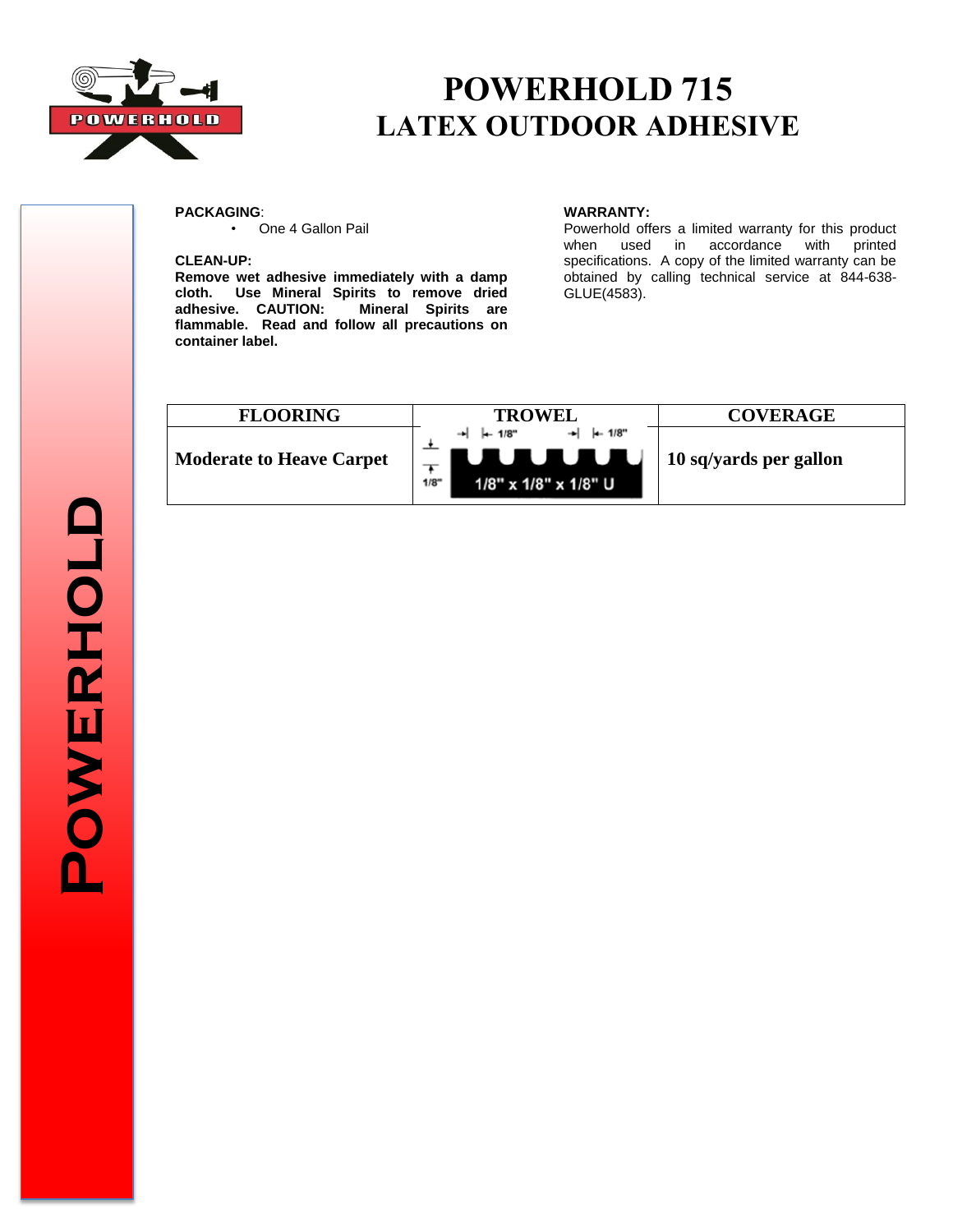# POWERHOLD 715
## LATEX OUTDOOR ADHESIVE

**PACKAGING**:
- One 4 Gallon Pail

**CLEAN-UP:**
**Remove wet adhesive immediately with a damp cloth. Use Mineral Spirits to remove dried adhesive. CAUTION: Mineral Spirits are flammable. Read and follow all precautions on container label.**

**WARRANTY:**
Powerhold offers a limited warranty for this product when used in accordance with printed specifications. A copy of the limited warranty can be obtained by calling technical service at 844-638-GLUE(4583).

| FLOORING | TROWEL | COVERAGE |
|---|---|---|
| **Moderate to Heave Carpet** | 1/8" x 1/8" x 1/8" U | **10 sq/yards per gallon** |

POWERHOLD